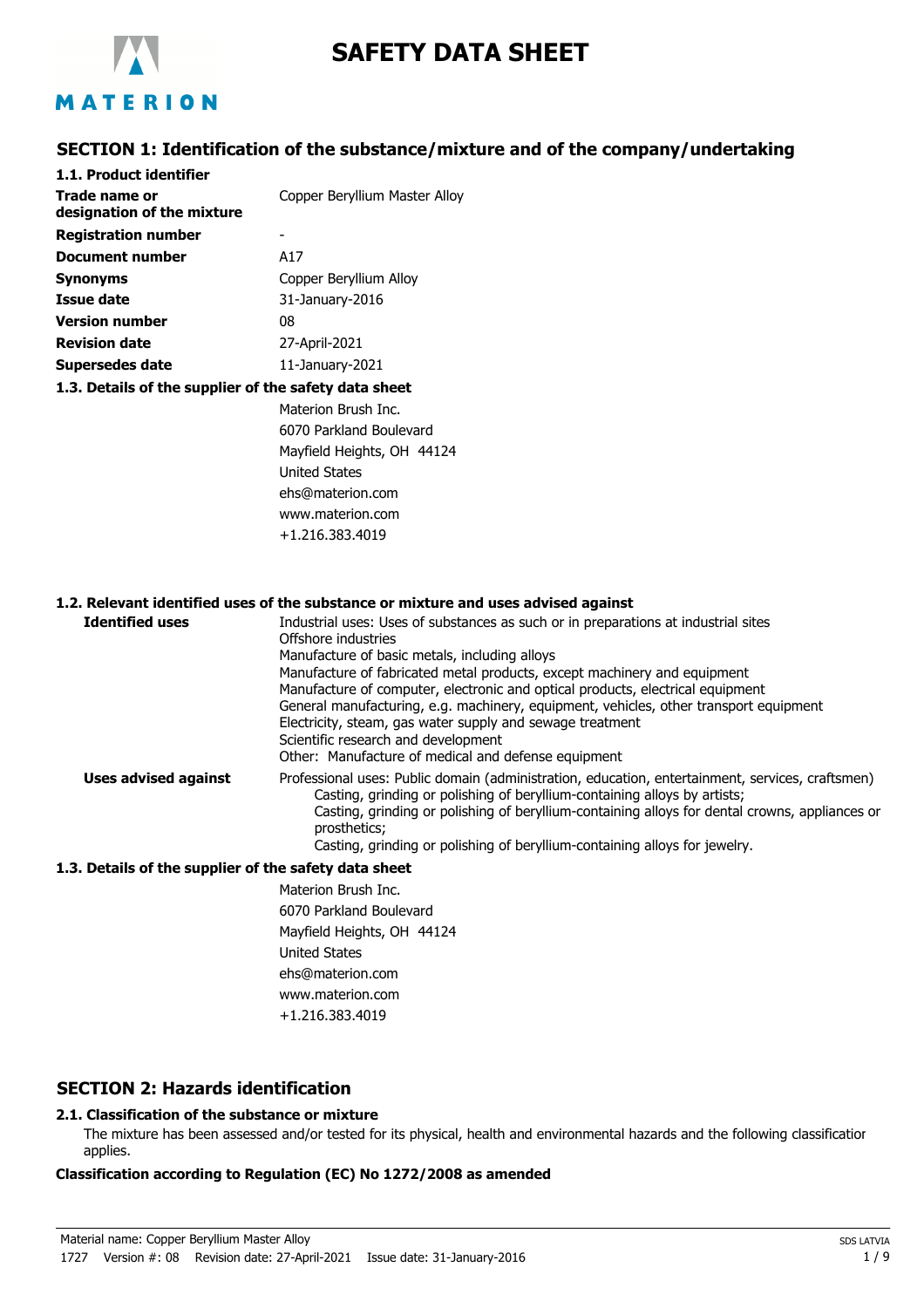# SAFETY DATA SHEET

## SECTION 1: Identification of the substance/mixture and of the company/undertaking

### 1.1. Product identifier

| | |
|---|---|
| **Trade name or designation of the mixture** | Copper Beryllium Master Alloy |
| **Registration number** | - |
| **Document number** | A17 |
| **Synonyms** | Copper Beryllium Alloy |
| **Issue date** | 31-January-2016 |
| **Version number** | 08 |
| **Revision date** | 27-April-2021 |
| **Supersedes date** | 11-January-2021 |

### 1.3. Details of the supplier of the safety data sheet

Materion Brush Inc.
6070 Parkland Boulevard
Mayfield Heights, OH 44124
United States
ehs@materion.com
www.materion.com
+1.216.383.4019

### 1.2. Relevant identified uses of the substance or mixture and uses advised against

**Identified uses**

Industrial uses: Uses of substances as such or in preparations at industrial sites
Offshore industries
Manufacture of basic metals, including alloys
Manufacture of fabricated metal products, except machinery and equipment
Manufacture of computer, electronic and optical products, electrical equipment
General manufacturing, e.g. machinery, equipment, vehicles, other transport equipment
Electricity, steam, gas water supply and sewage treatment
Scientific research and development
Other: Manufacture of medical and defense equipment

**Uses advised against**

Professional uses: Public domain (administration, education, entertainment, services, craftsmen)
Casting, grinding or polishing of beryllium-containing alloys by artists;
Casting, grinding or polishing of beryllium-containing alloys for dental crowns, appliances or prosthetics;
Casting, grinding or polishing of beryllium-containing alloys for jewelry.

### 1.3. Details of the supplier of the safety data sheet

Materion Brush Inc.
6070 Parkland Boulevard
Mayfield Heights, OH 44124
United States
ehs@materion.com
www.materion.com
+1.216.383.4019

## SECTION 2: Hazards identification

### 2.1. Classification of the substance or mixture

The mixture has been assessed and/or tested for its physical, health and environmental hazards and the following classification applies.

**Classification according to Regulation (EC) No 1272/2008 as amended**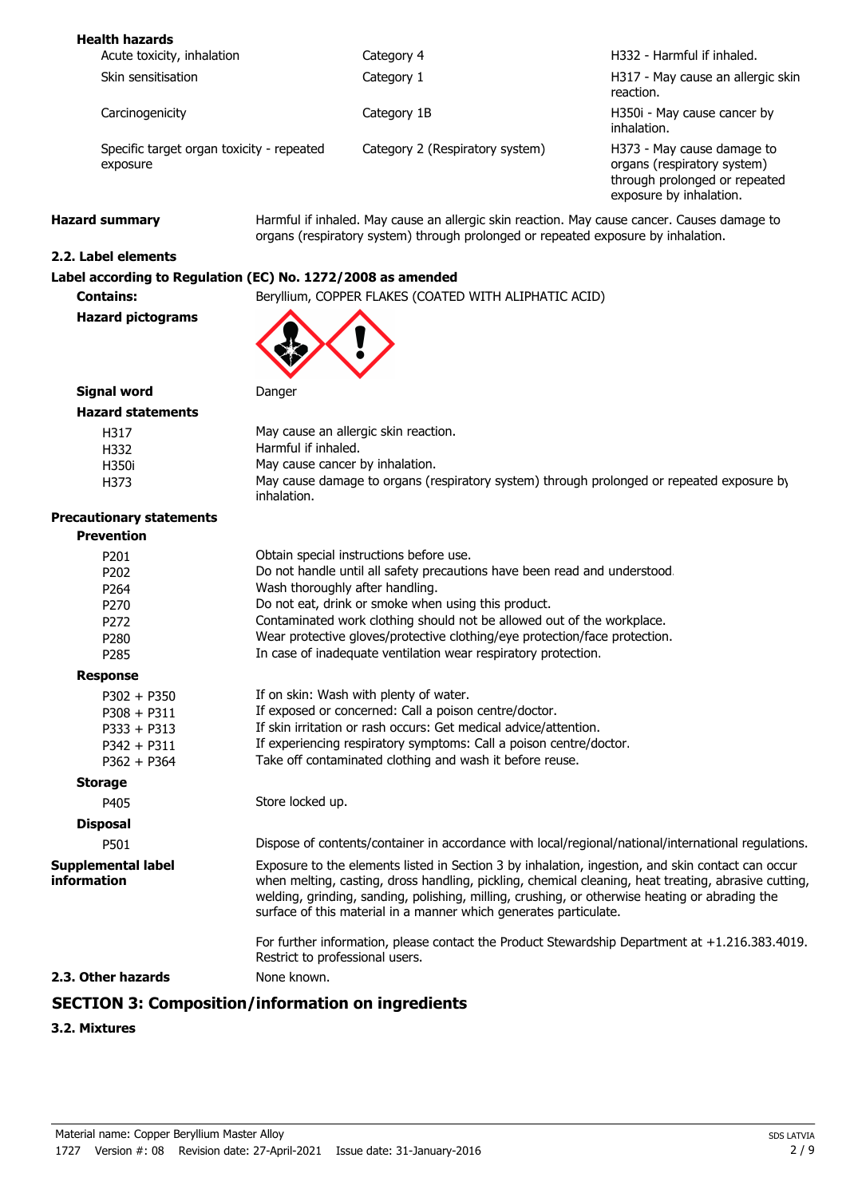**Health hazards**

| | | |
|---|---|---|
| Acute toxicity, inhalation | Category 4 | H332 - Harmful if inhaled. |
| Skin sensitisation | Category 1 | H317 - May cause an allergic skin reaction. |
| Carcinogenicity | Category 1B | H350i - May cause cancer by inhalation. |
| Specific target organ toxicity - repeated exposure | Category 2 (Respiratory system) | H373 - May cause damage to organs (respiratory system) through prolonged or repeated exposure by inhalation. |

**Hazard summary** Harmful if inhaled. May cause an allergic skin reaction. May cause cancer. Causes damage to organs (respiratory system) through prolonged or repeated exposure by inhalation.

### 2.2. Label elements

**Label according to Regulation (EC) No. 1272/2008 as amended**

**Contains:** Beryllium, COPPER FLAKES (COATED WITH ALIPHATIC ACID)

**Hazard pictograms**

**Signal word** Danger

**Hazard statements**

| | |
|---|---|
| H317 | May cause an allergic skin reaction. |
| H332 | Harmful if inhaled. |
| H350i | May cause cancer by inhalation. |
| H373 | May cause damage to organs (respiratory system) through prolonged or repeated exposure by inhalation. |

**Precautionary statements**

**Prevention**

| | |
|---|---|
| P201 | Obtain special instructions before use. |
| P202 | Do not handle until all safety precautions have been read and understood. |
| P264 | Wash thoroughly after handling. |
| P270 | Do not eat, drink or smoke when using this product. |
| P272 | Contaminated work clothing should not be allowed out of the workplace. |
| P280 | Wear protective gloves/protective clothing/eye protection/face protection. |
| P285 | In case of inadequate ventilation wear respiratory protection. |

**Response**

| | |
|---|---|
| P302 + P350 | If on skin: Wash with plenty of water. |
| P308 + P311 | If exposed or concerned: Call a poison centre/doctor. |
| P333 + P313 | If skin irritation or rash occurs: Get medical advice/attention. |
| P342 + P311 | If experiencing respiratory symptoms: Call a poison centre/doctor. |
| P362 + P364 | Take off contaminated clothing and wash it before reuse. |

**Storage**

| | |
|---|---|
| P405 | Store locked up. |

**Disposal**

| | |
|---|---|
| P501 | Dispose of contents/container in accordance with local/regional/national/international regulations. |

**Supplemental label information** Exposure to the elements listed in Section 3 by inhalation, ingestion, and skin contact can occur when melting, casting, dross handling, pickling, chemical cleaning, heat treating, abrasive cutting, welding, grinding, sanding, polishing, milling, crushing, or otherwise heating or abrading the surface of this material in a manner which generates particulate.

For further information, please contact the Product Stewardship Department at +1.216.383.4019. Restrict to professional users.

### 2.3. Other hazards

None known.

## SECTION 3: Composition/information on ingredients

### 3.2. Mixtures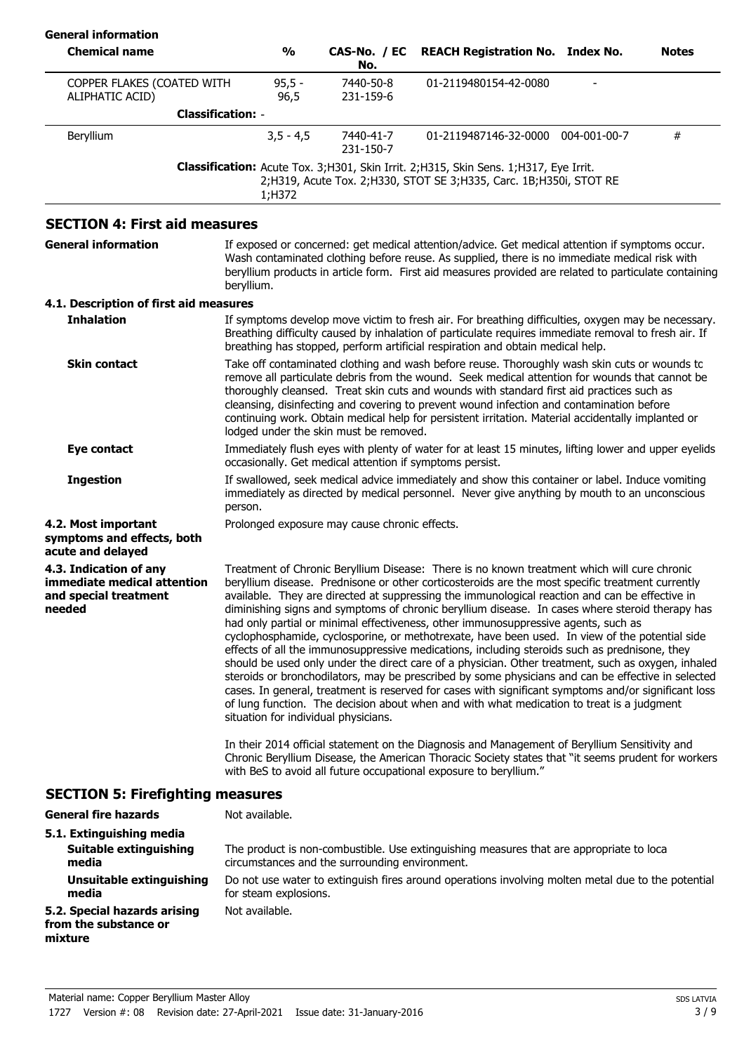**General information**

| Chemical name | % | CAS-No. / EC No. | REACH Registration No. | Index No. | Notes |
|---|---|---|---|---|---|
| COPPER FLAKES (COATED WITH ALIPHATIC ACID) | 95,5 - 96,5 | 7440-50-8 231-159-6 | 01-2119480154-42-0080 | - | |
| **Classification:** - | | | | | |
| Beryllium | 3,5 - 4,5 | 7440-41-7 231-150-7 | 01-2119487146-32-0000 | 004-001-00-7 | # |
| **Classification:** Acute Tox. 3;H301, Skin Irrit. 2;H315, Skin Sens. 1;H317, Eye Irrit. 2;H319, Acute Tox. 2;H330, STOT SE 3;H335, Carc. 1B;H350i, STOT RE 1;H372 | | | | | |

## SECTION 4: First aid measures

**General information**

If exposed or concerned: get medical attention/advice. Get medical attention if symptoms occur. Wash contaminated clothing before reuse. As supplied, there is no immediate medical risk with beryllium products in article form. First aid measures provided are related to particulate containing beryllium.

### 4.1. Description of first aid measures

**Inhalation**

If symptoms develop move victim to fresh air. For breathing difficulties, oxygen may be necessary. Breathing difficulty caused by inhalation of particulate requires immediate removal to fresh air. If breathing has stopped, perform artificial respiration and obtain medical help.

**Skin contact**

Take off contaminated clothing and wash before reuse. Thoroughly wash skin cuts or wounds to remove all particulate debris from the wound. Seek medical attention for wounds that cannot be thoroughly cleansed. Treat skin cuts and wounds with standard first aid practices such as cleansing, disinfecting and covering to prevent wound infection and contamination before continuing work. Obtain medical help for persistent irritation. Material accidentally implanted or lodged under the skin must be removed.

**Eye contact**

Immediately flush eyes with plenty of water for at least 15 minutes, lifting lower and upper eyelids occasionally. Get medical attention if symptoms persist.

**Ingestion**

If swallowed, seek medical advice immediately and show this container or label. Induce vomiting immediately as directed by medical personnel. Never give anything by mouth to an unconscious person.

**4.2. Most important symptoms and effects, both acute and delayed**

Prolonged exposure may cause chronic effects.

**4.3. Indication of any immediate medical attention and special treatment needed**

Treatment of Chronic Beryllium Disease: There is no known treatment which will cure chronic beryllium disease. Prednisone or other corticosteroids are the most specific treatment currently available. They are directed at suppressing the immunological reaction and can be effective in diminishing signs and symptoms of chronic beryllium disease. In cases where steroid therapy has had only partial or minimal effectiveness, other immunosuppressive agents, such as cyclophosphamide, cyclosporine, or methotrexate, have been used. In view of the potential side effects of all the immunosuppressive medications, including steroids such as prednisone, they should be used only under the direct care of a physician. Other treatment, such as oxygen, inhaled steroids or bronchodilators, may be prescribed by some physicians and can be effective in selected cases. In general, treatment is reserved for cases with significant symptoms and/or significant loss of lung function. The decision about when and with what medication to treat is a judgment situation for individual physicians.

In their 2014 official statement on the Diagnosis and Management of Beryllium Sensitivity and Chronic Beryllium Disease, the American Thoracic Society states that "it seems prudent for workers with BeS to avoid all future occupational exposure to beryllium."

## SECTION 5: Firefighting measures

**General fire hazards**

Not available.

### 5.1. Extinguishing media

**Suitable extinguishing media**

The product is non-combustible. Use extinguishing measures that are appropriate to local circumstances and the surrounding environment.

**Unsuitable extinguishing media**

Do not use water to extinguish fires around operations involving molten metal due to the potential for steam explosions.

**5.2. Special hazards arising from the substance or mixture**

Not available.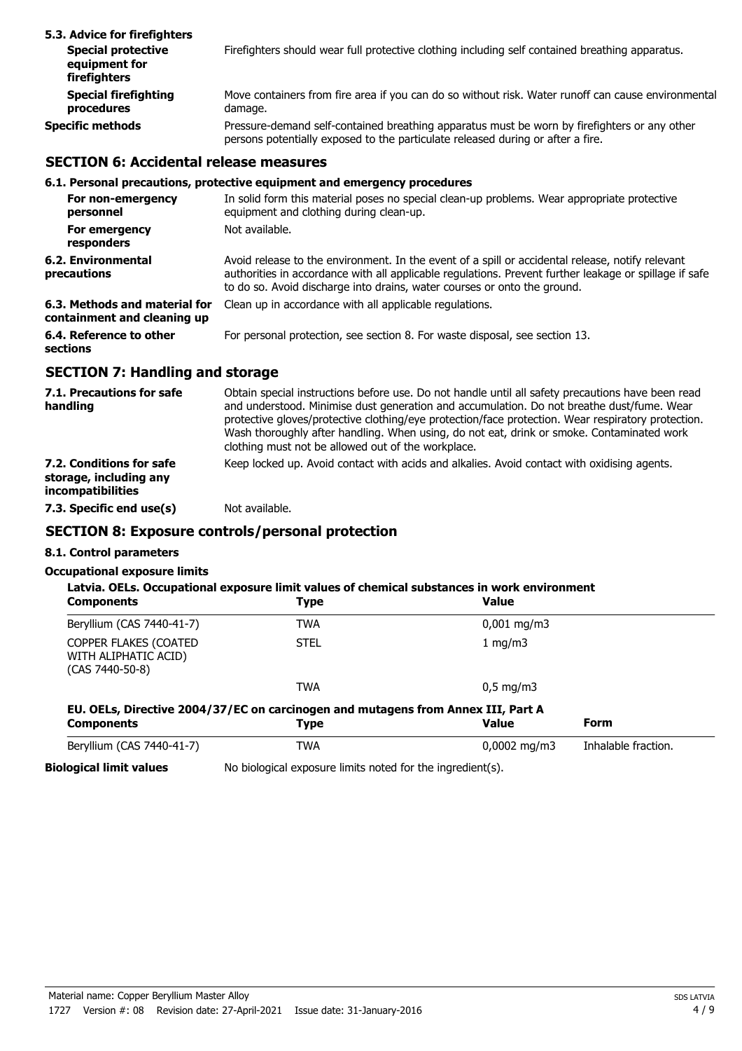### 5.3. Advice for firefighters

| | |
|---|---|
| **Special protective equipment for firefighters** | Firefighters should wear full protective clothing including self contained breathing apparatus. |
| **Special firefighting procedures** | Move containers from fire area if you can do so without risk. Water runoff can cause environmental damage. |
| **Specific methods** | Pressure-demand self-contained breathing apparatus must be worn by firefighters or any other persons potentially exposed to the particulate released during or after a fire. |

## SECTION 6: Accidental release measures

### 6.1. Personal precautions, protective equipment and emergency procedures

| | |
|---|---|
| **For non-emergency personnel** | In solid form this material poses no special clean-up problems. Wear appropriate protective equipment and clothing during clean-up. |
| **For emergency responders** | Not available. |
| **6.2. Environmental precautions** | Avoid release to the environment. In the event of a spill or accidental release, notify relevant authorities in accordance with all applicable regulations. Prevent further leakage or spillage if safe to do so. Avoid discharge into drains, water courses or onto the ground. |
| **6.3. Methods and material for containment and cleaning up** | Clean up in accordance with all applicable regulations. |
| **6.4. Reference to other sections** | For personal protection, see section 8. For waste disposal, see section 13. |

## SECTION 7: Handling and storage

| | |
|---|---|
| **7.1. Precautions for safe handling** | Obtain special instructions before use. Do not handle until all safety precautions have been read and understood. Minimise dust generation and accumulation. Do not breathe dust/fume. Wear protective gloves/protective clothing/eye protection/face protection. Wear respiratory protection. Wash thoroughly after handling. When using, do not eat, drink or smoke. Contaminated work clothing must not be allowed out of the workplace. |
| **7.2. Conditions for safe storage, including any incompatibilities** | Keep locked up. Avoid contact with acids and alkalies. Avoid contact with oxidising agents. |
| **7.3. Specific end use(s)** | Not available. |

## SECTION 8: Exposure controls/personal protection

### 8.1. Control parameters

**Occupational exposure limits**

**Latvia. OELs. Occupational exposure limit values of chemical substances in work environment**

| Components | Type | Value |
|---|---|---|
| Beryllium (CAS 7440-41-7) | TWA | 0,001 mg/m3 |
| COPPER FLAKES (COATED WITH ALIPHATIC ACID) (CAS 7440-50-8) | STEL | 1 mg/m3 |
| | TWA | 0,5 mg/m3 |

**EU. OELs, Directive 2004/37/EC on carcinogen and mutagens from Annex III, Part A**

| Components | Type | Value | Form |
|---|---|---|---|
| Beryllium (CAS 7440-41-7) | TWA | 0,0002 mg/m3 | Inhalable fraction. |

**Biological limit values** No biological exposure limits noted for the ingredient(s).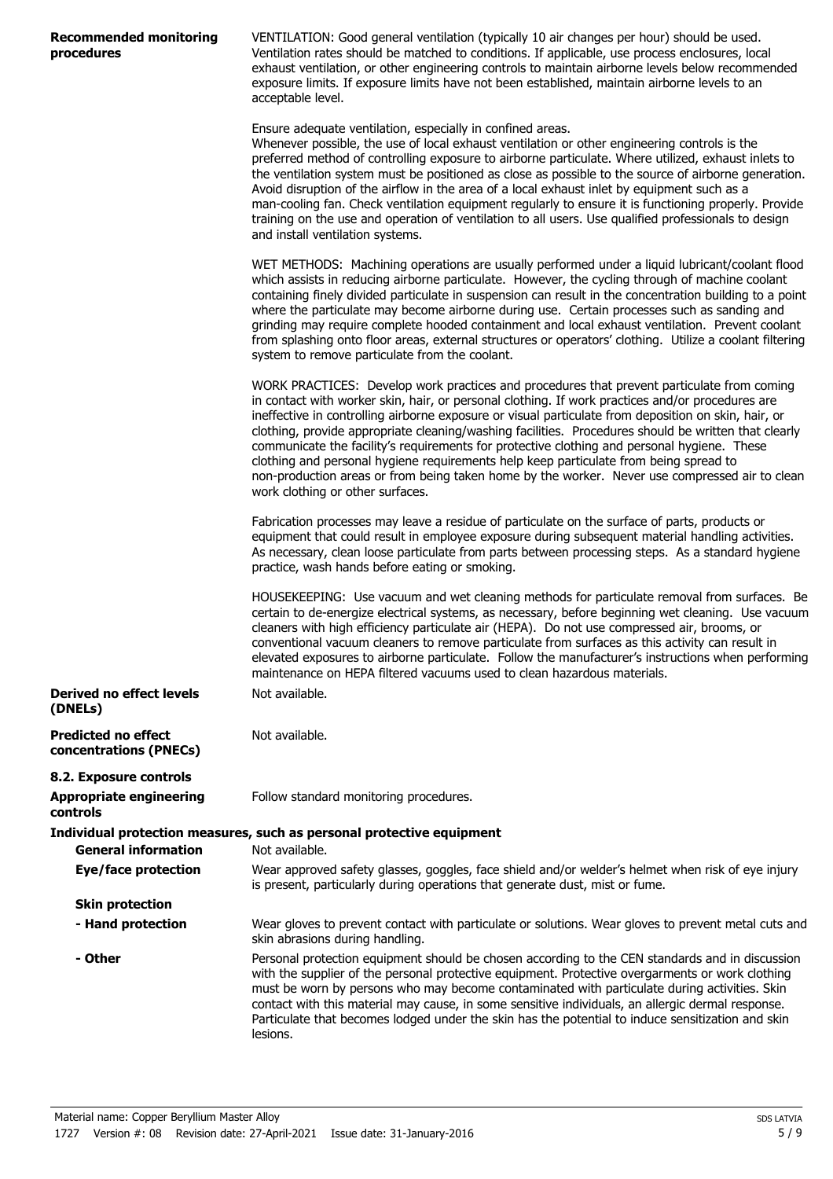**Recommended monitoring procedures**

VENTILATION: Good general ventilation (typically 10 air changes per hour) should be used. Ventilation rates should be matched to conditions. If applicable, use process enclosures, local exhaust ventilation, or other engineering controls to maintain airborne levels below recommended exposure limits. If exposure limits have not been established, maintain airborne levels to an acceptable level.

Ensure adequate ventilation, especially in confined areas.
Whenever possible, the use of local exhaust ventilation or other engineering controls is the preferred method of controlling exposure to airborne particulate. Where utilized, exhaust inlets to the ventilation system must be positioned as close as possible to the source of airborne generation. Avoid disruption of the airflow in the area of a local exhaust inlet by equipment such as a man-cooling fan. Check ventilation equipment regularly to ensure it is functioning properly. Provide training on the use and operation of ventilation to all users. Use qualified professionals to design and install ventilation systems.

WET METHODS: Machining operations are usually performed under a liquid lubricant/coolant flood which assists in reducing airborne particulate. However, the cycling through of machine coolant containing finely divided particulate in suspension can result in the concentration building to a point where the particulate may become airborne during use. Certain processes such as sanding and grinding may require complete hooded containment and local exhaust ventilation. Prevent coolant from splashing onto floor areas, external structures or operators' clothing. Utilize a coolant filtering system to remove particulate from the coolant.

WORK PRACTICES: Develop work practices and procedures that prevent particulate from coming in contact with worker skin, hair, or personal clothing. If work practices and/or procedures are ineffective in controlling airborne exposure or visual particulate from deposition on skin, hair, or clothing, provide appropriate cleaning/washing facilities. Procedures should be written that clearly communicate the facility's requirements for protective clothing and personal hygiene. These clothing and personal hygiene requirements help keep particulate from being spread to non-production areas or from being taken home by the worker. Never use compressed air to clean work clothing or other surfaces.

Fabrication processes may leave a residue of particulate on the surface of parts, products or equipment that could result in employee exposure during subsequent material handling activities. As necessary, clean loose particulate from parts between processing steps. As a standard hygiene practice, wash hands before eating or smoking.

HOUSEKEEPING: Use vacuum and wet cleaning methods for particulate removal from surfaces. Be certain to de-energize electrical systems, as necessary, before beginning wet cleaning. Use vacuum cleaners with high efficiency particulate air (HEPA). Do not use compressed air, brooms, or conventional vacuum cleaners to remove particulate from surfaces as this activity can result in elevated exposures to airborne particulate. Follow the manufacturer's instructions when performing maintenance on HEPA filtered vacuums used to clean hazardous materials.

**Derived no effect levels (DNELs)**
Not available.

**Predicted no effect concentrations (PNECs)**
Not available.

## 8.2. Exposure controls

**Appropriate engineering controls**
Follow standard monitoring procedures.

### Individual protection measures, such as personal protective equipment

**General information**
Not available.

**Eye/face protection**
Wear approved safety glasses, goggles, face shield and/or welder's helmet when risk of eye injury is present, particularly during operations that generate dust, mist or fume.

**Skin protection**

**- Hand protection**
Wear gloves to prevent contact with particulate or solutions. Wear gloves to prevent metal cuts and skin abrasions during handling.

**- Other**
Personal protection equipment should be chosen according to the CEN standards and in discussion with the supplier of the personal protective equipment. Protective overgarments or work clothing must be worn by persons who may become contaminated with particulate during activities. Skin contact with this material may cause, in some sensitive individuals, an allergic dermal response. Particulate that becomes lodged under the skin has the potential to induce sensitization and skin lesions.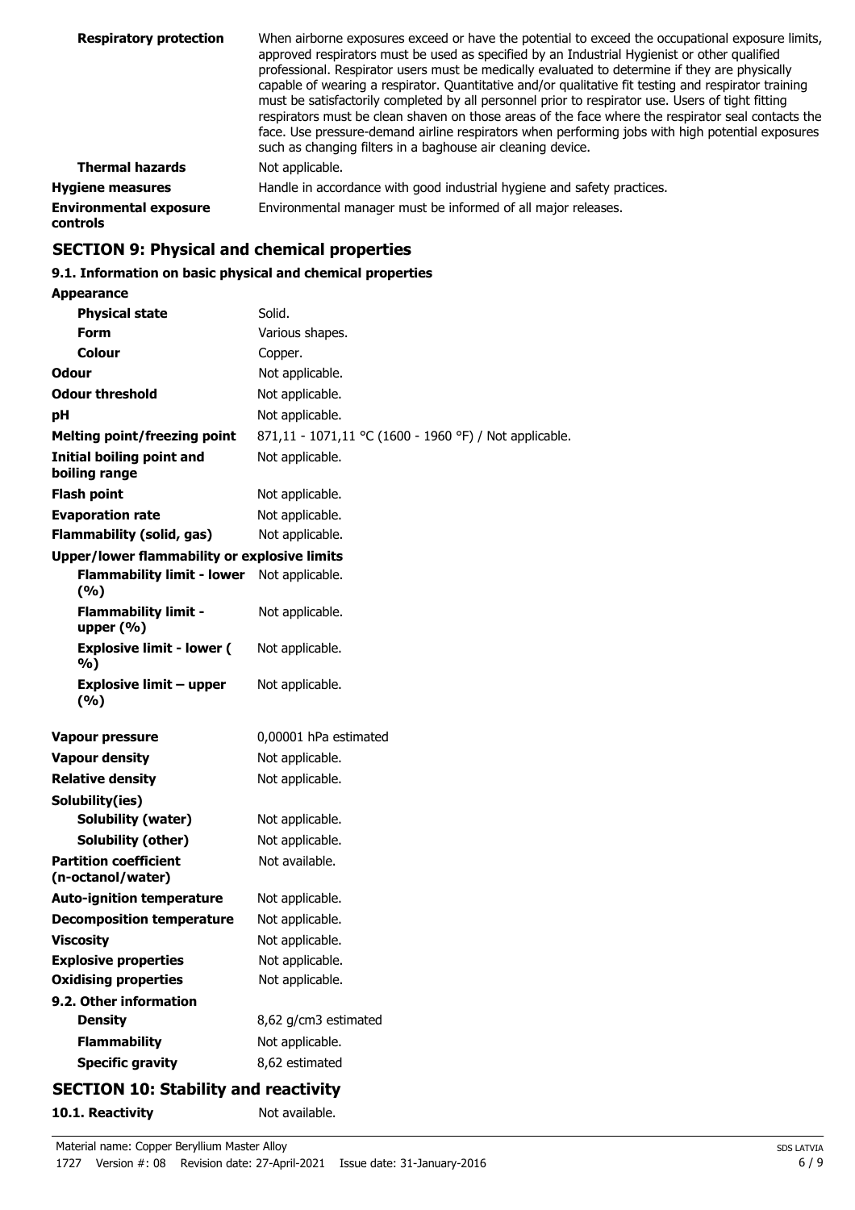| | |
|---|---|
| **Respiratory protection** | When airborne exposures exceed or have the potential to exceed the occupational exposure limits, approved respirators must be used as specified by an Industrial Hygienist or other qualified professional. Respirator users must be medically evaluated to determine if they are physically capable of wearing a respirator. Quantitative and/or qualitative fit testing and respirator training must be satisfactorily completed by all personnel prior to respirator use. Users of tight fitting respirators must be clean shaven on those areas of the face where the respirator seal contacts the face. Use pressure-demand airline respirators when performing jobs with high potential exposures such as changing filters in a baghouse air cleaning device. |
| **Thermal hazards** | Not applicable. |
| **Hygiene measures** | Handle in accordance with good industrial hygiene and safety practices. |
| **Environmental exposure controls** | Environmental manager must be informed of all major releases. |

## SECTION 9: Physical and chemical properties

### 9.1. Information on basic physical and chemical properties

| | |
|---|---|
| **Appearance** | |
| **Physical state** | Solid. |
| **Form** | Various shapes. |
| **Colour** | Copper. |
| **Odour** | Not applicable. |
| **Odour threshold** | Not applicable. |
| **pH** | Not applicable. |
| **Melting point/freezing point** | 871,11 - 1071,11 °C (1600 - 1960 °F) / Not applicable. |
| **Initial boiling point and boiling range** | Not applicable. |
| **Flash point** | Not applicable. |
| **Evaporation rate** | Not applicable. |
| **Flammability (solid, gas)** | Not applicable. |
| **Upper/lower flammability or explosive limits** | |
| **Flammability limit - lower (%)** | Not applicable. |
| **Flammability limit - upper (%)** | Not applicable. |
| **Explosive limit - lower (%)** | Not applicable. |
| **Explosive limit – upper (%)** | Not applicable. |
| **Vapour pressure** | 0,00001 hPa estimated |
| **Vapour density** | Not applicable. |
| **Relative density** | Not applicable. |
| **Solubility(ies)** | |
| **Solubility (water)** | Not applicable. |
| **Solubility (other)** | Not applicable. |
| **Partition coefficient (n-octanol/water)** | Not available. |
| **Auto-ignition temperature** | Not applicable. |
| **Decomposition temperature** | Not applicable. |
| **Viscosity** | Not applicable. |
| **Explosive properties** | Not applicable. |
| **Oxidising properties** | Not applicable. |
| **9.2. Other information** | |
| **Density** | 8,62 g/cm3 estimated |
| **Flammability** | Not applicable. |
| **Specific gravity** | 8,62 estimated |

## SECTION 10: Stability and reactivity

| | |
|---|---|
| **10.1. Reactivity** | Not available. |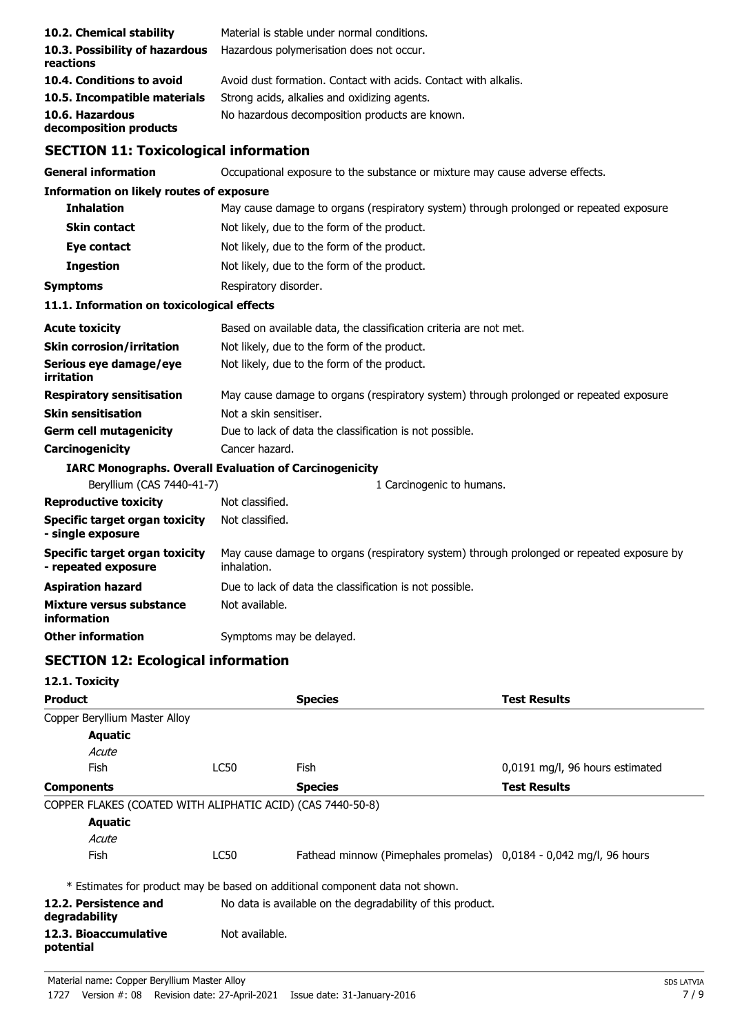**10.2. Chemical stability** Material is stable under normal conditions.

**10.3. Possibility of hazardous reactions** Hazardous polymerisation does not occur.

**10.4. Conditions to avoid** Avoid dust formation. Contact with acids. Contact with alkalis.

**10.5. Incompatible materials** Strong acids, alkalies and oxidizing agents.

**10.6. Hazardous decomposition products** No hazardous decomposition products are known.

## SECTION 11: Toxicological information

**General information** Occupational exposure to the substance or mixture may cause adverse effects.

**Information on likely routes of exposure**

**Inhalation** May cause damage to organs (respiratory system) through prolonged or repeated exposure

**Skin contact** Not likely, due to the form of the product.

**Eye contact** Not likely, due to the form of the product.

**Ingestion** Not likely, due to the form of the product.

**Symptoms** Respiratory disorder.

**11.1. Information on toxicological effects**

**Acute toxicity** Based on available data, the classification criteria are not met.

**Skin corrosion/irritation** Not likely, due to the form of the product.

**Serious eye damage/eye irritation** Not likely, due to the form of the product.

**Respiratory sensitisation** May cause damage to organs (respiratory system) through prolonged or repeated exposure

**Skin sensitisation** Not a skin sensitiser.

**Germ cell mutagenicity** Due to lack of data the classification is not possible.

**Carcinogenicity** Cancer hazard.

**IARC Monographs. Overall Evaluation of Carcinogenicity**

Beryllium (CAS 7440-41-7) 1 Carcinogenic to humans.

**Reproductive toxicity** Not classified.

**Specific target organ toxicity - single exposure** Not classified.

**Specific target organ toxicity - repeated exposure** May cause damage to organs (respiratory system) through prolonged or repeated exposure by inhalation.

**Aspiration hazard** Due to lack of data the classification is not possible.

**Mixture versus substance information** Not available.

**Other information** Symptoms may be delayed.

## SECTION 12: Ecological information

**12.1. Toxicity**

| Product | | Species | Test Results |
|---|---|---|---|
| Copper Beryllium Master Alloy | | | |
| **Aquatic** | | | |
| *Acute* | | | |
| Fish | LC50 | Fish | 0,0191 mg/l, 96 hours estimated |
| **Components** | | **Species** | **Test Results** |
| COPPER FLAKES (COATED WITH ALIPHATIC ACID) (CAS 7440-50-8) | | | |
| **Aquatic** | | | |
| *Acute* | | | |
| Fish | LC50 | Fathead minnow (Pimephales promelas) | 0,0184 - 0,042 mg/l, 96 hours |

* Estimates for product may be based on additional component data not shown.

**12.2. Persistence and degradability** No data is available on the degradability of this product.

**12.3. Bioaccumulative potential** Not available.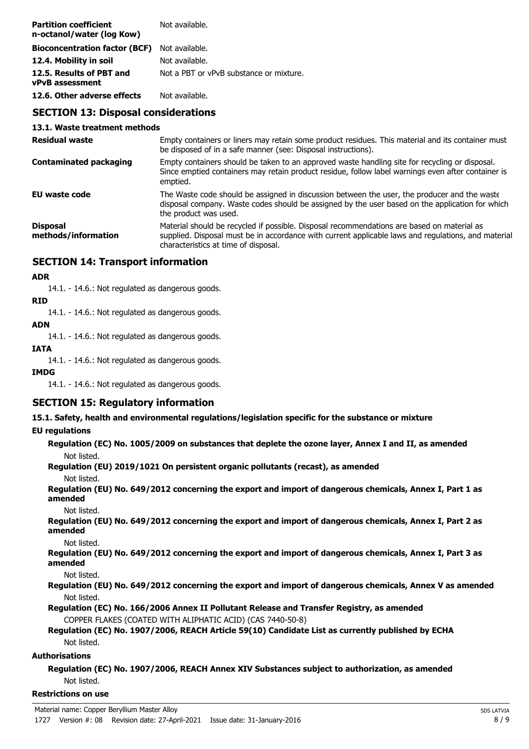| | |
|---|---|
| **Partition coefficient n-octanol/water (log Kow)** | Not available. |
| **Bioconcentration factor (BCF)** | Not available. |
| **12.4. Mobility in soil** | Not available. |
| **12.5. Results of PBT and vPvB assessment** | Not a PBT or vPvB substance or mixture. |
| **12.6. Other adverse effects** | Not available. |

## SECTION 13: Disposal considerations

### 13.1. Waste treatment methods

| | |
|---|---|
| **Residual waste** | Empty containers or liners may retain some product residues. This material and its container must be disposed of in a safe manner (see: Disposal instructions). |
| **Contaminated packaging** | Empty containers should be taken to an approved waste handling site for recycling or disposal. Since emptied containers may retain product residue, follow label warnings even after container is emptied. |
| **EU waste code** | The Waste code should be assigned in discussion between the user, the producer and the waste disposal company. Waste codes should be assigned by the user based on the application for which the product was used. |
| **Disposal methods/information** | Material should be recycled if possible. Disposal recommendations are based on material as supplied. Disposal must be in accordance with current applicable laws and regulations, and material characteristics at time of disposal. |

## SECTION 14: Transport information

**ADR**

14.1. - 14.6.: Not regulated as dangerous goods.

**RID**

14.1. - 14.6.: Not regulated as dangerous goods.

**ADN**

14.1. - 14.6.: Not regulated as dangerous goods.

**IATA**

14.1. - 14.6.: Not regulated as dangerous goods.

**IMDG**

14.1. - 14.6.: Not regulated as dangerous goods.

## SECTION 15: Regulatory information

### 15.1. Safety, health and environmental regulations/legislation specific for the substance or mixture

**EU regulations**

**Regulation (EC) No. 1005/2009 on substances that deplete the ozone layer, Annex I and II, as amended**

Not listed.

**Regulation (EU) 2019/1021 On persistent organic pollutants (recast), as amended**

Not listed.

**Regulation (EU) No. 649/2012 concerning the export and import of dangerous chemicals, Annex I, Part 1 as amended**

Not listed.

**Regulation (EU) No. 649/2012 concerning the export and import of dangerous chemicals, Annex I, Part 2 as amended**

Not listed.

**Regulation (EU) No. 649/2012 concerning the export and import of dangerous chemicals, Annex I, Part 3 as amended**

Not listed.

**Regulation (EU) No. 649/2012 concerning the export and import of dangerous chemicals, Annex V as amended**

Not listed.

**Regulation (EC) No. 166/2006 Annex II Pollutant Release and Transfer Registry, as amended**

COPPER FLAKES (COATED WITH ALIPHATIC ACID) (CAS 7440-50-8)

**Regulation (EC) No. 1907/2006, REACH Article 59(10) Candidate List as currently published by ECHA**

Not listed.

**Authorisations**

**Regulation (EC) No. 1907/2006, REACH Annex XIV Substances subject to authorization, as amended**

Not listed.

**Restrictions on use**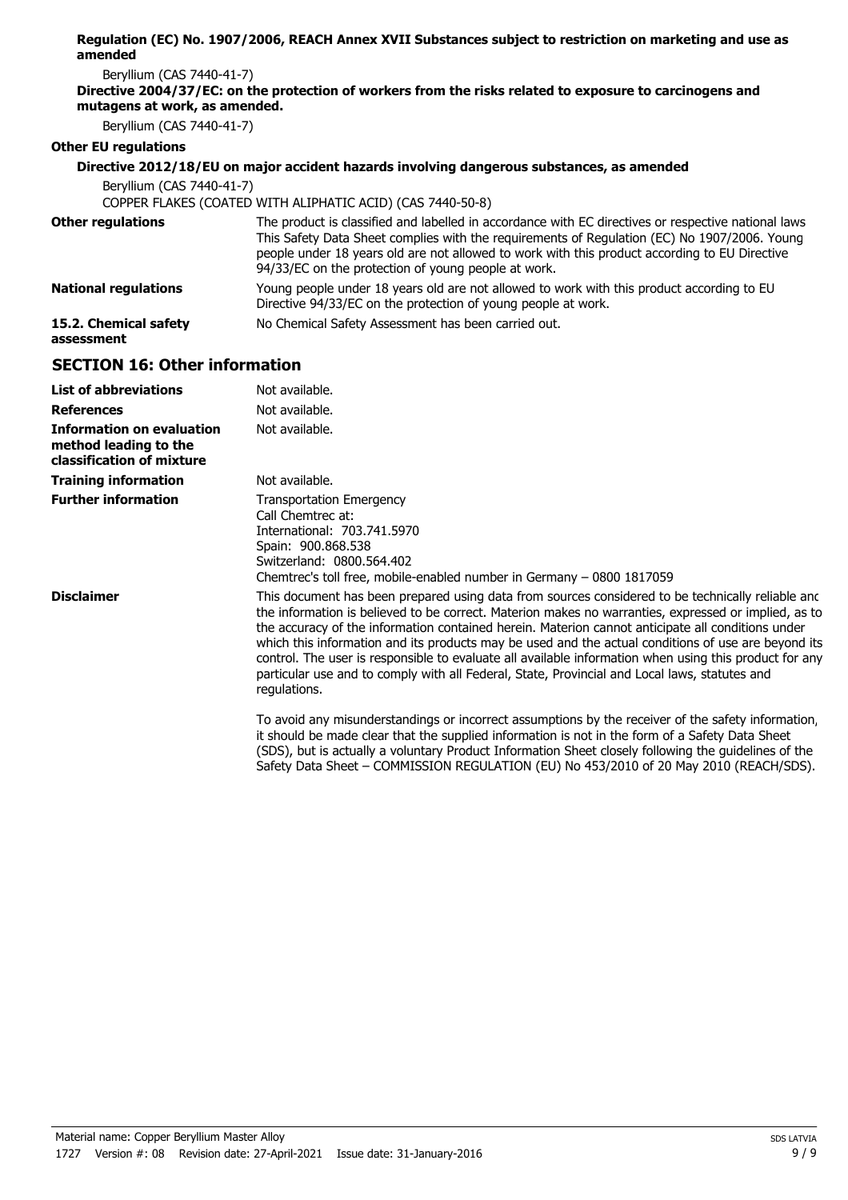**Regulation (EC) No. 1907/2006, REACH Annex XVII Substances subject to restriction on marketing and use as amended**

Beryllium (CAS 7440-41-7)

**Directive 2004/37/EC: on the protection of workers from the risks related to exposure to carcinogens and mutagens at work, as amended.**

Beryllium (CAS 7440-41-7)

**Other EU regulations**

**Directive 2012/18/EU on major accident hazards involving dangerous substances, as amended**

Beryllium (CAS 7440-41-7)
COPPER FLAKES (COATED WITH ALIPHATIC ACID) (CAS 7440-50-8)

**Other regulations** The product is classified and labelled in accordance with EC directives or respective national laws This Safety Data Sheet complies with the requirements of Regulation (EC) No 1907/2006. Young people under 18 years old are not allowed to work with this product according to EU Directive 94/33/EC on the protection of young people at work.

**National regulations** Young people under 18 years old are not allowed to work with this product according to EU Directive 94/33/EC on the protection of young people at work.

**15.2. Chemical safety assessment** No Chemical Safety Assessment has been carried out.

## SECTION 16: Other information

**List of abbreviations** Not available.

**References** Not available.

**Information on evaluation method leading to the classification of mixture** Not available.

**Training information** Not available.

**Further information**
Transportation Emergency
Call Chemtrec at:
International: 703.741.5970
Spain: 900.868.538
Switzerland: 0800.564.402
Chemtrec's toll free, mobile-enabled number in Germany – 0800 1817059

**Disclaimer** This document has been prepared using data from sources considered to be technically reliable and the information is believed to be correct. Materion makes no warranties, expressed or implied, as to the accuracy of the information contained herein. Materion cannot anticipate all conditions under which this information and its products may be used and the actual conditions of use are beyond its control. The user is responsible to evaluate all available information when using this product for any particular use and to comply with all Federal, State, Provincial and Local laws, statutes and regulations.

To avoid any misunderstandings or incorrect assumptions by the receiver of the safety information, it should be made clear that the supplied information is not in the form of a Safety Data Sheet (SDS), but is actually a voluntary Product Information Sheet closely following the guidelines of the Safety Data Sheet – COMMISSION REGULATION (EU) No 453/2010 of 20 May 2010 (REACH/SDS).